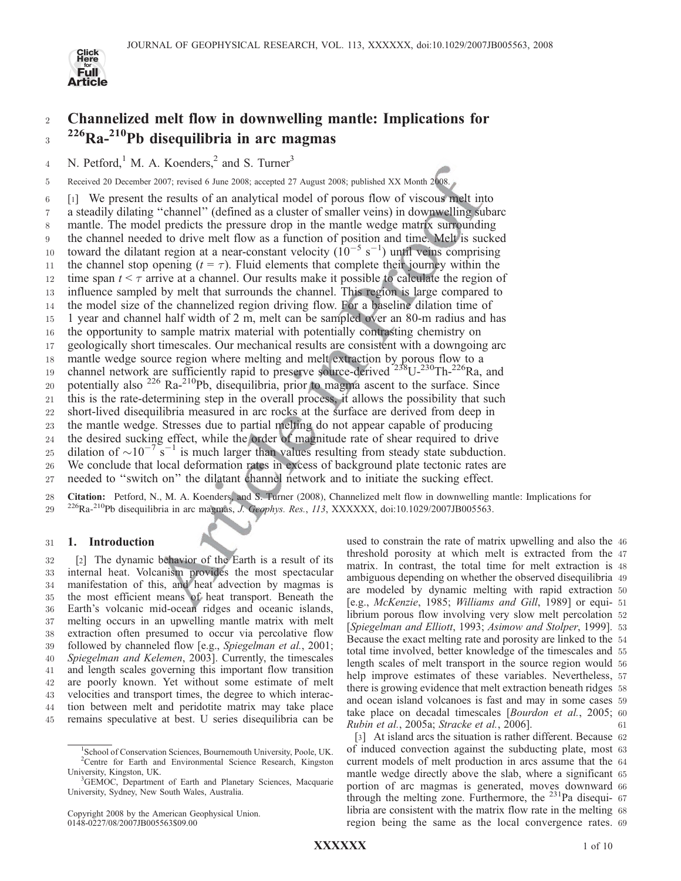# Channelized melt flow in downwelling mantle: Implications for $^{226}Ra$-$^{210}Pb$ disequilibria in arc magmas

N. Petford,[1] M. A. Koenders,[2] and S. Turner[3]

Received 20 December 2007; revised 6 June 2008; accepted 27 August 2008; published XX Month 2008.

[1] We present the results of an analytical model of porous flow of viscous melt into a steadily dilating "channel" (defined as a cluster of smaller veins) in downwelling subarc mantle. The model predicts the pressure drop in the mantle wedge matrix surrounding the channel needed to drive melt flow as a function of position and time. Melt is sucked toward the dilatant region at a near-constant velocity ($10^{-5}$ s$^{-1}$) until veins comprising the channel stop opening ($t = \tau$). Fluid elements that complete their journey within the time span $t < \tau$ arrive at a channel. Our results make it possible to calculate the region of influence sampled by melt that surrounds the channel. This region is large compared to the model size of the channelized region driving flow. For a baseline dilation time of 1 year and channel half width of 2 m, melt can be sampled over an 80-m radius and has the opportunity to sample matrix material with potentially contrasting chemistry on geologically short timescales. Our mechanical results are consistent with a downgoing arc mantle wedge source region where melting and melt extraction by porous flow to a channel network are sufficiently rapid to preserve source-derived $^{238}U$-$^{230}Th$-$^{226}Ra$, and potentially also $^{226}Ra$-$^{210}Pb$, disequilibria, prior to magma ascent to the surface. Since this is the rate-determining step in the overall process, it allows the possibility that such short-lived disequilibria measured in arc rocks at the surface are derived from deep in the mantle wedge. Stresses due to partial melting do not appear capable of producing the desired sucking effect, while the order of magnitude rate of shear required to drive dilation of $\sim 10^{-7}$ s$^{-1}$ is much larger than values resulting from steady state subduction. We conclude that local deformation rates in excess of background plate tectonic rates are needed to "switch on" the dilatant channel network and to initiate the sucking effect.

**Citation:** Petford, N., M. A. Koenders, and S. Turner (2008), Channelized melt flow in downwelling mantle: Implications for $^{226}Ra$-$^{210}Pb$ disequilibria in arc magmas, *J. Geophys. Res.*, *113*, XXXXXX, doi:10.1029/2007JB005563.

## 1. Introduction

[2] The dynamic behavior of the Earth is a result of its internal heat. Volcanism provides the most spectacular manifestation of this, and heat advection by magmas is the most efficient means of heat transport. Beneath the Earth's volcanic mid-ocean ridges and oceanic islands, melting occurs in an upwelling mantle matrix with melt extraction often presumed to occur via percolative flow followed by channeled flow [e.g., *Spiegelman et al.*, 2001; *Spiegelman and Kelemen*, 2003]. Currently, the timescales and length scales governing this important flow transition are poorly known. Yet without some estimate of melt velocities and transport times, the degree to which interaction between melt and peridotite matrix may take place remains speculative at best. U series disequilibria can be used to constrain the rate of matrix upwelling and also the threshold porosity at which melt is extracted from the matrix. In contrast, the total time for melt extraction is ambiguous depending on whether the observed disequilibria are modeled by dynamic melting with rapid extraction [e.g., *McKenzie*, 1985; *Williams and Gill*, 1989] or equilibrium porous flow involving very slow melt percolation [*Spiegelman and Elliott*, 1993; *Asimow and Stolper*, 1999]. Because the exact melting rate and porosity are linked to the total time involved, better knowledge of the timescales and length scales of melt transport in the source region would help improve estimates of these variables. Nevertheless, there is growing evidence that melt extraction beneath ridges and ocean island volcanoes is fast and may in some cases take place on decadal timescales [*Bourdon et al.*, 2005; *Rubin et al.*, 2005a; *Stracke et al.*, 2006].

[3] At island arcs the situation is rather different. Because of induced convection against the subducting plate, most current models of melt production in arcs assume that the mantle wedge directly above the slab, where a significant portion of arc magmas is generated, moves downward through the melting zone. Furthermore, the $^{231}Pa$ disequilibria are consistent with the matrix flow rate in the melting region being the same as the local convergence rates.

[1] School of Conservation Sciences, Bournemouth University, Poole, UK.
[2] Centre for Earth and Environmental Science Research, Kingston University, Kingston, UK.
[3] GEMOC, Department of Earth and Planetary Sciences, Macquarie University, Sydney, New South Wales, Australia.

Copyright 2008 by the American Geophysical Union.
0148-0227/08/2007JB005563$09.00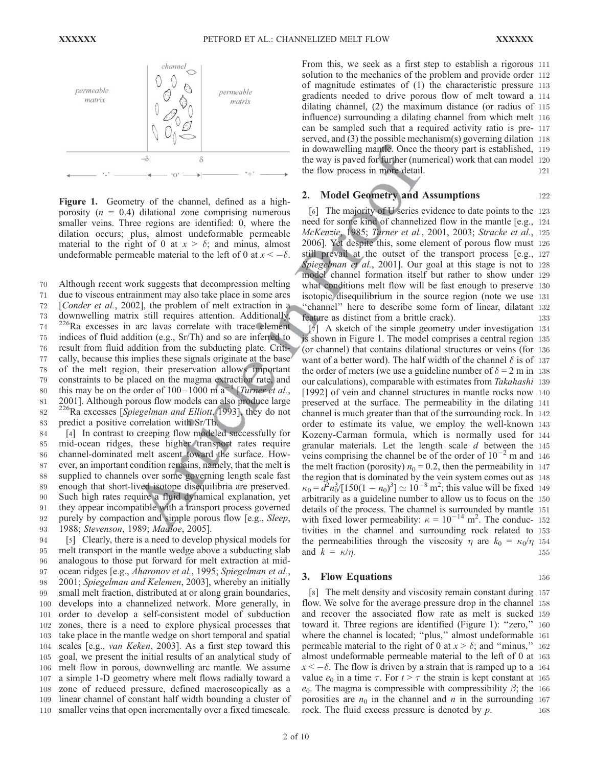**Figure 1.** Geometry of the channel, defined as a high-porosity ($n$ = 0.4) dilational zone comprising numerous smaller veins. Three regions are identified: 0, where the dilation occurs; plus, almost undeformable permeable material to the right of 0 at $x > \delta$; and minus, almost undeformable permeable material to the left of 0 at $x < -\delta$.

Although recent work suggests that decompression melting due to viscous entrainment may also take place in some arcs [*Conder et al.*, 2002], the problem of melt extraction in a downwelling matrix still requires attention. Additionally, $^{226}$Ra excesses in arc lavas correlate with trace element indices of fluid addition (e.g., Sr/Th) and so are inferred to result from fluid addition from the subducting plate. Critically, because this implies these signals originate at the base of the melt region, their preservation allows important constraints to be placed on the magma extraction rate, and this may be on the order of 100–1000 m a$^{-1}$ [*Turner et al.*, 2001]. Although porous flow models can also produce large $^{226}$Ra excesses [*Spiegelman and Elliott*, 1993], they do not predict a positive correlation with Sr/Th.

[4] In contrast to creeping flow modeled successfully for mid-ocean ridges, these higher transport rates require channel-dominated melt ascent toward the surface. However, an important condition remains, namely, that the melt is supplied to channels over some governing length scale fast enough that short-lived isotope disequilibria are preserved. Such high rates require a fluid dynamical explanation, yet they appear incompatible with a transport process governed purely by compaction and simple porous flow [e.g., *Sleep*, 1988; *Stevenson*, 1989; *Maaloe*, 2005].

[5] Clearly, there is a need to develop physical models for melt transport in the mantle wedge above a subducting slab analogous to those put forward for melt extraction at mid-ocean ridges [e.g., *Aharonov et al.*, 1995; *Spiegelman et al.*, 2001; *Spiegelman and Kelemen*, 2003], whereby an initially small melt fraction, distributed at or along grain boundaries, develops into a channelized network. More generally, in order to develop a self-consistent model of subduction zones, there is a need to explore physical processes that take place in the mantle wedge on short temporal and spatial scales [e.g., *van Keken*, 2003]. As a first step toward this goal, we present the initial results of an analytical study of melt flow in porous, downwelling arc mantle. We assume a simple 1-D geometry where melt flows radially toward a zone of reduced pressure, defined macroscopically as a linear channel of constant half width bounding a cluster of smaller veins that open incrementally over a fixed timescale. From this, we seek as a first step to establish a rigorous solution to the mechanics of the problem and provide order of magnitude estimates of (1) the characteristic pressure gradients needed to drive porous flow of melt toward a dilating channel, (2) the maximum distance (or radius of influence) surrounding a dilating channel from which melt can be sampled such that a required activity ratio is preserved, and (3) the possible mechanism(s) governing dilation in downwelling mantle. Once the theory part is established, the way is paved for further (numerical) work that can model the flow process in more detail.

## 2. Model Geometry and Assumptions

[6] The majority of U series evidence to date points to the need for some kind of channelized flow in the mantle [e.g., *McKenzie*, 1985; *Turner et al.*, 2001, 2003; *Stracke et al.*, 2006]. Yet despite this, some element of porous flow must still prevail at the outset of the transport process [e.g., *Spiegelman et al.*, 2001]. Our goal at this stage is not to model channel formation itself but rather to show under what conditions melt flow will be fast enough to preserve isotopic disequilibrium in the source region (note we use "channel" here to describe some form of linear, dilatant feature as distinct from a brittle crack).

[7] A sketch of the simple geometry under investigation is shown in Figure 1. The model comprises a central region (or channel) that contains dilational structures or veins (for want of a better word). The half width of the channel $\delta$ is of the order of meters (we use a guideline number of $\delta$ = 2 m in our calculations), comparable with estimates from *Takahashi* [1992] of vein and channel structures in mantle rocks now preserved at the surface. The permeability in the dilating channel is much greater than that of the surrounding rock. In order to estimate its value, we employ the well-known Kozeny-Carman formula, which is normally used for granular materials. Let the length scale $d$ between the veins comprising the channel be of the order of $10^{-2}$ m and the melt fraction (porosity) $n_0$ = 0.2, then the permeability in the region that is dominated by the vein system comes out as $\kappa_0 = d^2 n_0^3/[150(1 - n_0)^3] \simeq 10^{-8}$ m$^2$; this value will be fixed arbitrarily as a guideline number to allow us to focus on the details of the process. The channel is surrounded by mantle with fixed lower permeability: $\kappa = 10^{-14}$ m$^2$. The conductivities in the channel and surrounding rock related to the permeabilities through the viscosity $\eta$ are $k_0 = \kappa_0/\eta$ and $k = \kappa/\eta$.

## 3. Flow Equations

[8] The melt density and viscosity remain constant during flow. We solve for the average pressure drop in the channel and recover the associated flow rate as melt is sucked toward it. Three regions are identified (Figure 1): "zero," where the channel is located; "plus," almost undeformable permeable material to the right of 0 at $x > \delta$; and "minus," almost undeformable permeable material to the left of 0 at $x < -\delta$. The flow is driven by a strain that is ramped up to a value $e_0$ in a time $\tau$. For $t > \tau$ the strain is kept constant at $e_0$. The magma is compressible with compressibility $\beta$; the porosities are $n_0$ in the channel and $n$ in the surrounding rock. The fluid excess pressure is denoted by $p$.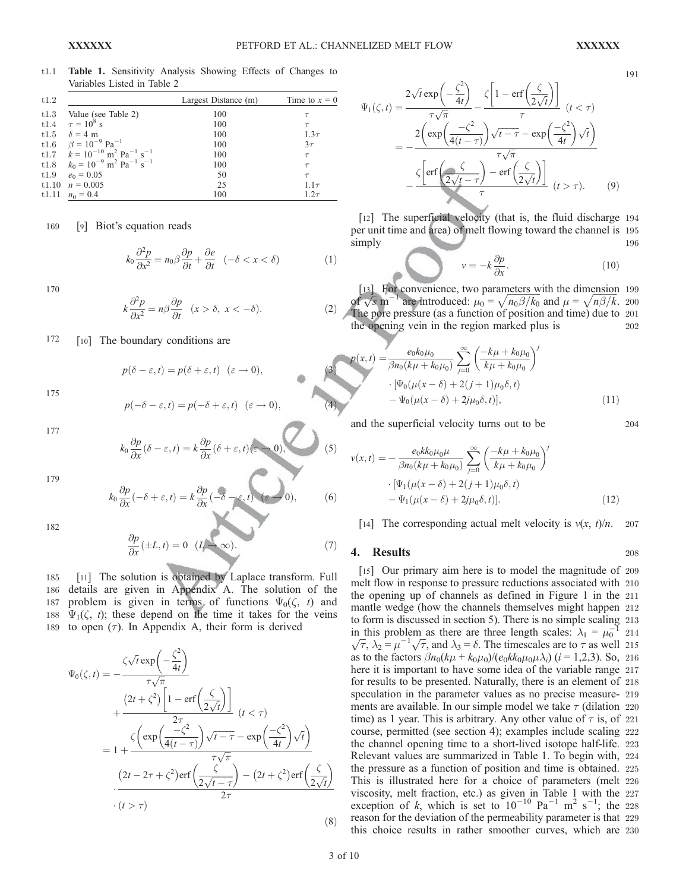**Table 1.** Sensitivity Analysis Showing Effects of Changes to Variables Listed in Table 2

| | Largest Distance (m) | Time to $x = 0$ |
|---|---|---|
| Value (see Table 2) | 100 | $\tau$ |
| $\tau = 10^8$ s | 100 | $\tau$ |
| $\delta = 4$ m | 100 | $1.3\tau$ |
| $\beta = 10^{-9}$ Pa$^{-1}$ | 100 | $3\tau$ |
| $k = 10^{-10}$ m$^2$ Pa$^{-1}$ s$^{-1}$ | 100 | $\tau$ |
| $k_0 = 10^{-9}$ m$^2$ Pa$^{-1}$ s$^{-1}$ | 100 | $\tau$ |
| $e_0 = 0.05$ | 50 | $\tau$ |
| $n = 0.005$ | 25 | $1.1\tau$ |
| $n_0 = 0.4$ | 100 | $1.2\tau$ |

[9] Biot's equation reads

$$k_0 \frac{\partial^2 p}{\partial x^2} = n_0 \beta \frac{\partial p}{\partial t} + \frac{\partial e}{\partial t} \quad (-\delta < x < \delta) \tag{1}$$

$$k \frac{\partial^2 p}{\partial x^2} = n \beta \frac{\partial p}{\partial t} \quad (x > \delta,\ x < -\delta). \tag{2}$$

[10] The boundary conditions are

$$p(\delta - \varepsilon, t) = p(\delta + \varepsilon, t) \quad (\varepsilon \to 0), \tag{3}$$

$$p(-\delta - \varepsilon, t) = p(-\delta + \varepsilon, t) \quad (\varepsilon \to 0), \tag{4}$$

$$k_0 \frac{\partial p}{\partial x}(\delta - \varepsilon, t) = k \frac{\partial p}{\partial x}(\delta + \varepsilon, t) (\varepsilon \to 0), \tag{5}$$

$$k_0 \frac{\partial p}{\partial x}(-\delta + \varepsilon, t) = k \frac{\partial p}{\partial x}(-\delta - \varepsilon, t) \quad (\varepsilon \to 0), \tag{6}$$

$$\frac{\partial p}{\partial x}(\pm L, t) = 0 \quad (L \to \infty). \tag{7}$$

[11] The solution is obtained by Laplace transform. Full details are given in Appendix A. The solution of the problem is given in terms of functions $\Psi_0(\zeta, t)$ and $\Psi_1(\zeta, t)$; these depend on the time it takes for the veins to open ($\tau$). In Appendix A, their form is derived

$$\begin{aligned}
\Psi_0(\zeta, t) &= -\frac{\zeta\sqrt{t}\exp\left(-\frac{\zeta^2}{4t}\right)}{\tau\sqrt{\pi}} + \frac{(2t + \zeta^2)\left[1 - \operatorname{erf}\left(\frac{\zeta}{2\sqrt{t}}\right)\right]}{2\tau} \quad (t < \tau) \\
&= 1 + \frac{\zeta\left(\exp\left(\frac{-\zeta^2}{4(t-\tau)}\right)\sqrt{t-\tau} - \exp\left(\frac{-\zeta^2}{4t}\right)\sqrt{t}\right)}{\tau\sqrt{\pi}} \\
&\quad \cdot \frac{(2t - 2\tau + \zeta^2)\operatorname{erf}\left(\frac{\zeta}{2\sqrt{t-\tau}}\right) - (2t + \zeta^2)\operatorname{erf}\left(\frac{\zeta}{2\sqrt{t}}\right)}{2\tau} \\
&\quad \cdot (t > \tau)
\end{aligned} \tag{8}$$

$$\begin{aligned}
\Psi_1(\zeta, t) &= \frac{2\sqrt{t}\exp\left(-\frac{\zeta^2}{4t}\right)}{\tau\sqrt{\pi}} - \frac{\zeta\left[1 - \operatorname{erf}\left(\frac{\zeta}{2\sqrt{t}}\right)\right]}{\tau} \quad (t < \tau) \\
&= -\frac{2\left(\exp\left(\frac{-\zeta^2}{4(t-\tau)}\right)\sqrt{t-\tau} - \exp\left(\frac{-\zeta^2}{4t}\right)\sqrt{t}\right)}{\tau\sqrt{\pi}} \\
&\quad - \frac{\zeta\left[\operatorname{erf}\left(\frac{\zeta}{2\sqrt{t-\tau}}\right) - \operatorname{erf}\left(\frac{\zeta}{2\sqrt{t}}\right)\right]}{\tau} \quad (t > \tau).
\end{aligned} \tag{9}$$

[12] The superficial velocity (that is, the fluid discharge per unit time and area) of melt flowing toward the channel is simply

$$v = -k \frac{\partial p}{\partial x}. \tag{10}$$

[13] For convenience, two parameters with the dimension of $\sqrt{s}$ m$^{-1}$ are introduced: $\mu_0 = \sqrt{n_0\beta/k_0}$ and $\mu = \sqrt{n\beta/k}$. The pore pressure (as a function of position and time) due to the opening vein in the region marked plus is

$$\begin{aligned}
p(x,t) = &\frac{e_0 k_0 \mu_0}{\beta n_0 (k\mu + k_0\mu_0)} \sum_{j=0}^{\infty} \left(\frac{-k\mu + k_0\mu_0}{k\mu + k_0\mu_0}\right)^j \\
&\cdot [\Psi_0(\mu(x-\delta) + 2(j+1)\mu_0\delta, t) \\
&- \Psi_0(\mu(x-\delta) + 2j\mu_0\delta, t)],
\end{aligned} \tag{11}$$

and the superficial velocity turns out to be

$$\begin{aligned}
v(x,t) = &-\frac{e_0 k k_0 \mu_0 \mu}{\beta n_0 (k\mu + k_0\mu_0)} \sum_{j=0}^{\infty} \left(\frac{-k\mu + k_0\mu_0}{k\mu + k_0\mu_0}\right)^j \\
&\cdot [\Psi_1(\mu(x-\delta) + 2(j+1)\mu_0\delta, t) \\
&- \Psi_1(\mu(x-\delta) + 2j\mu_0\delta, t)].
\end{aligned} \tag{12}$$

[14] The corresponding actual melt velocity is $v(x, t)/n$.

## 4. Results

[15] Our primary aim here is to model the magnitude of melt flow in response to pressure reductions associated with the opening up of channels as defined in Figure 1 in the mantle wedge (how the channels themselves might happen to form is discussed in section 5). There is no simple scaling in this problem as there are three length scales: $\lambda_1 = \mu_0^{-1}\sqrt{\tau}$, $\lambda_2 = \mu^{-1}\sqrt{\tau}$, and $\lambda_3 = \delta$. The timescales are to $\tau$ as well as to the factors $\beta n_0(k\mu + k_0\mu_0)/(e_0 k k_0 \mu_0 \mu \lambda_i)$ ($i = 1,2,3$). So, here it is important to have some idea of the variable range for results to be presented. Naturally, there is an element of speculation in the parameter values as no precise measurements are available. In our simple model we take $\tau$ (dilation time) as 1 year. This is arbitrary. Any other value of $\tau$ is, of course, permitted (see section 4); examples include scaling the channel opening time to a short-lived isotope half-life. Relevant values are summarized in Table 1. To begin with, the pressure as a function of position and time is obtained. This is illustrated here for a choice of parameters (melt viscosity, melt fraction, etc.) as given in Table 1 with the exception of $k$, which is set to $10^{-10}$ Pa$^{-1}$ m$^2$ s$^{-1}$; the reason for the deviation of the permeability parameter is that this choice results in rather smoother curves, which are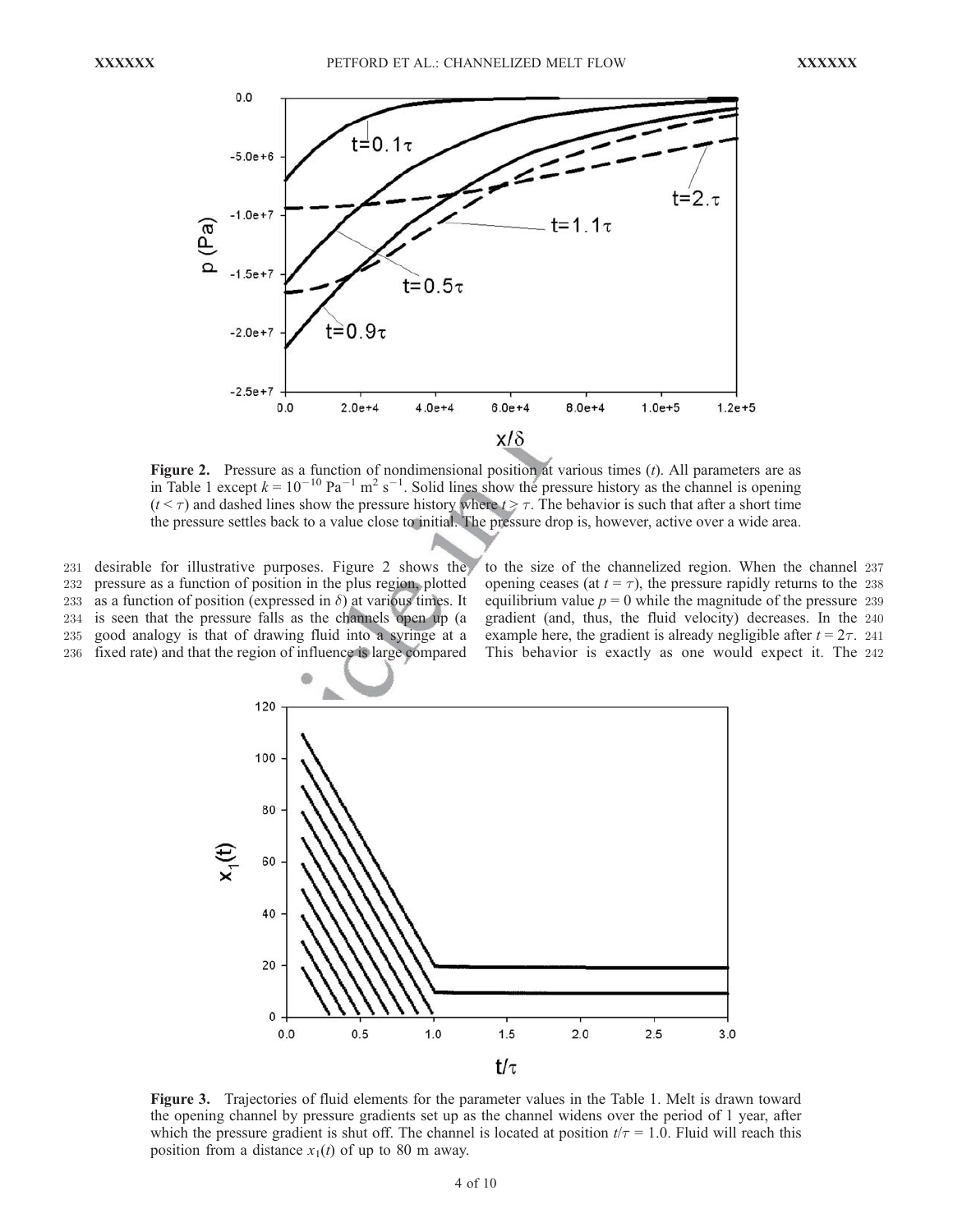**Figure 2.** Pressure as a function of nondimensional position at various times ($t$). All parameters are as in Table 1 except $k = 10^{-10}$ $\text{Pa}^{-1}$ $\text{m}^2$ $\text{s}^{-1}$. Solid lines show the pressure history as the channel is opening ($t < \tau$) and dashed lines show the pressure history where $t > \tau$. The behavior is such that after a short time the pressure settles back to a value close to initial. The pressure drop is, however, active over a wide area.

desirable for illustrative purposes. Figure 2 shows the pressure as a function of position in the plus region, plotted as a function of position (expressed in $\delta$) at various times. It is seen that the pressure falls as the channels open up (a good analogy is that of drawing fluid into a syringe at a fixed rate) and that the region of influence is large compared to the size of the channelized region. When the channel opening ceases (at $t = \tau$), the pressure rapidly returns to the equilibrium value $p = 0$ while the magnitude of the pressure gradient (and, thus, the fluid velocity) decreases. In the example here, the gradient is already negligible after $t = 2\tau$. This behavior is exactly as one would expect it. The

**Figure 3.** Trajectories of fluid elements for the parameter values in the Table 1. Melt is drawn toward the opening channel by pressure gradients set up as the channel widens over the period of 1 year, after which the pressure gradient is shut off. The channel is located at position $t/\tau = 1.0$. Fluid will reach this position from a distance $x_1(t)$ of up to 80 m away.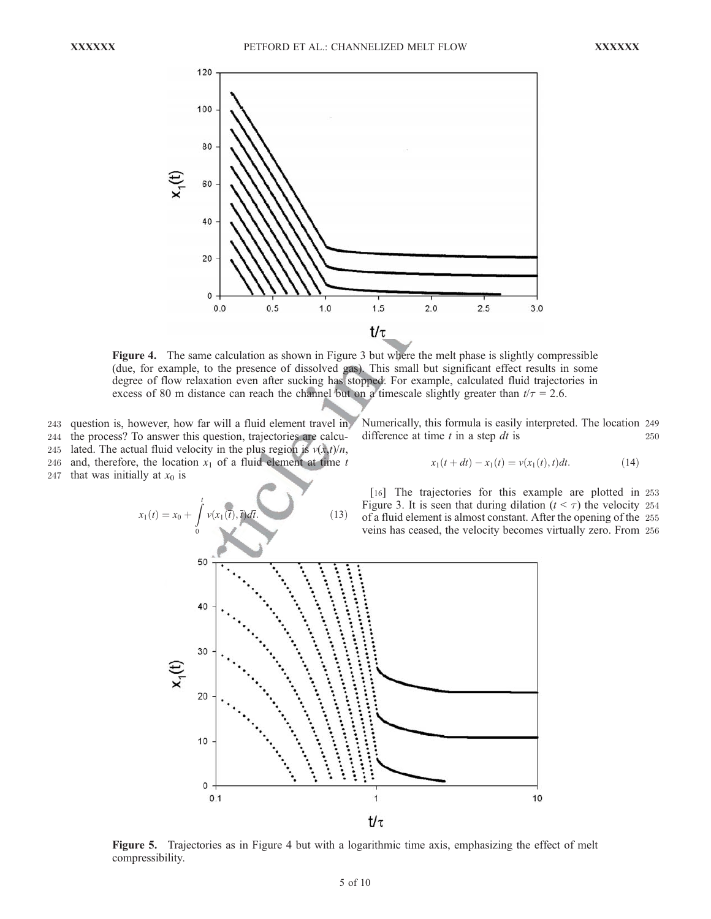Figure 4. The same calculation as shown in Figure 3 but where the melt phase is slightly compressible (due, for example, to the presence of dissolved gas). This small but significant effect results in some degree of flow relaxation even after sucking has stopped. For example, calculated fluid trajectories in excess of 80 m distance can reach the channel but on a timescale slightly greater than $t/\tau = 2.6$.

question is, however, how far will a fluid element travel in the process? To answer this question, trajectories are calculated. The actual fluid velocity in the plus region is $v(x,t)/n$, and, therefore, the location $x_1$ of a fluid element at time $t$ that was initially at $x_0$ is

$$x_1(t) = x_0 + \int_0^t v(x_1(\bar{t}), \bar{t}) d\bar{t}. \qquad (13)$$

Numerically, this formula is easily interpreted. The location difference at time $t$ in a step $dt$ is

$$x_1(t + dt) - x_1(t) = v(x_1(t), t)dt. \qquad (14)$$

[16] The trajectories for this example are plotted in Figure 3. It is seen that during dilation ($t < \tau$) the velocity of a fluid element is almost constant. After the opening of the veins has ceased, the velocity becomes virtually zero. From

Figure 5. Trajectories as in Figure 4 but with a logarithmic time axis, emphasizing the effect of melt compressibility.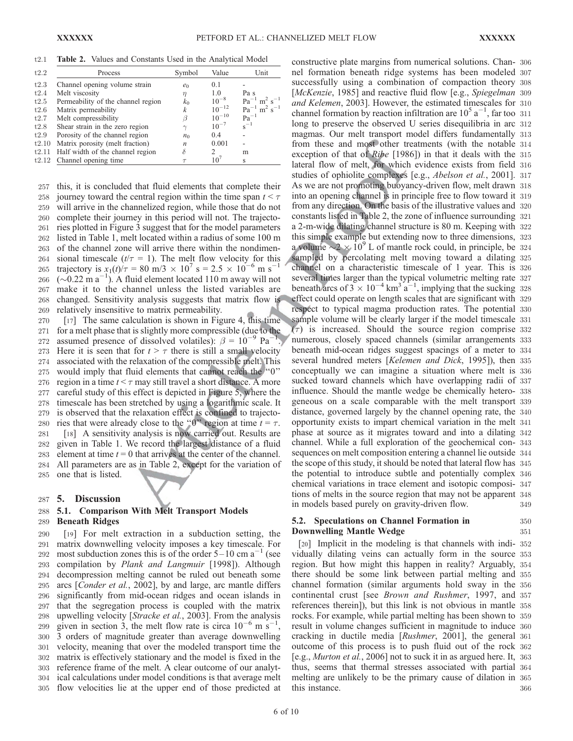**Table 2.** Values and Constants Used in the Analytical Model

| Process | Symbol | Value | Unit |
|---|---|---|---|
| Channel opening volume strain | $e_0$ | 0.1 | - |
| Melt viscosity | $\eta$ | 1.0 | Pa s |
| Permeability of the channel region | $k_0$ | $10^{-8}$ | $Pa^{-1}$ $m^2$ $s^{-1}$ |
| Matrix permeability | $k$ | $10^{-12}$ | $Pa^{-1}$ $m^2$ $s^{-1}$ |
| Melt compressibility | $\beta$ | $10^{-10}$ | $Pa^{-1}$ |
| Shear strain in the zero region | $\gamma$ | $10^{-7}$ | $s^{-1}$ |
| Porosity of the channel region | $n_0$ | 0.4 | - |
| Matrix porosity (melt fraction) | $n$ | 0.001 | - |
| Half width of the channel region | $\delta$ | 2 | m |
| Channel opening time | $\tau$ | $10^7$ | s |

this, it is concluded that fluid elements that complete their journey toward the central region within the time span $t < \tau$ will arrive in the channelized region, while those that do not complete their journey in this period will not. The trajectories plotted in Figure 3 suggest that for the model parameters listed in Table 1, melt located within a radius of some 100 m of the channel zone will arrive there within the nondimensional timescale ($t/\tau$ = 1). The melt flow velocity for this trajectory is $x_1(t)/\tau$ = 80 m/3 × $10^7$ s = 2.5 × $10^{-6}$ m $s^{-1}$ (~0.22 m $a^{-1}$). A fluid element located 110 m away will not make it to the channel unless the listed variables are changed. Sensitivity analysis suggests that matrix flow is relatively insensitive to matrix permeability.

[17] The same calculation is shown in Figure 4, this time for a melt phase that is slightly more compressible (due to the assumed presence of dissolved volatiles): $\beta = 10^{-9}$ $Pa^{-1}$. Here it is seen that for $t > \tau$ there is still a small velocity associated with the relaxation of the compressible melt. This would imply that fluid elements that cannot reach the "0" region in a time $t < \tau$ may still travel a short distance. A more careful study of this effect is depicted in Figure 5, where the timescale has been stretched by using a logarithmic scale. It is observed that the relaxation effect is confined to trajectories that were already close to the "0" region at time $t = \tau$.

[18] A sensitivity analysis is now carried out. Results are given in Table 1. We record the largest distance of a fluid element at time $t$ = 0 that arrives at the center of the channel. All parameters are as in Table 2, except for the variation of one that is listed.

## 5. Discussion

### 5.1. Comparison With Melt Transport Models Beneath Ridges

[19] For melt extraction in a subduction setting, the matrix downwelling velocity imposes a key timescale. For most subduction zones this is of the order 5–10 cm $a^{-1}$ (see compilation by *Plank and Langmuir* [1998]). Although decompression melting cannot be ruled out beneath some arcs [*Conder et al.*, 2002], by and large, arc mantle differs significantly from mid-ocean ridges and ocean islands in that the segregation process is coupled with the matrix upwelling velocity [*Stracke et al.*, 2003]. From the analysis given in section 3, the melt flow rate is circa $10^{-6}$ m $s^{-1}$, 3 orders of magnitude greater than average downwelling velocity, meaning that over the modeled transport time the matrix is effectively stationary and the model is fixed in the reference frame of the melt. A clear outcome of our analytical calculations under model conditions is that average melt flow velocities lie at the upper end of those predicted at constructive plate margins from numerical solutions. Channel formation beneath ridge systems has been modeled successfully using a combination of compaction theory [*McKenzie*, 1985] and reactive fluid flow [e.g., *Spiegelman and Kelemen*, 2003]. However, the estimated timescales for channel formation by reaction infiltration are $10^5$ $a^{-1}$, far too long to preserve the observed U series disequilibria in arc magmas. Our melt transport model differs fundamentally from these and most other treatments (with the notable exception of that of *Ribe* [1986]) in that it deals with the lateral flow of melt, for which evidence exists from field studies of ophiolite complexes [e.g., *Abelson et al.*, 2001]. As we are not promoting buoyancy-driven flow, melt drawn into an opening channel is in principle free to flow toward it from any direction. On the basis of the illustrative values and constants listed in Table 2, the zone of influence surrounding a 2-m-wide dilating channel structure is 80 m. Keeping with this simple example but extending now to three dimensions, a volume ~2 × $10^9$ L of mantle rock could, in principle, be sampled by percolating melt moving toward a dilating channel on a characteristic timescale of 1 year. This is several times larger than the typical volumetric melting rate beneath arcs of 3 × $10^{-4}$ $km^3$ $a^{-1}$, implying that the sucking effect could operate on length scales that are significant with respect to typical magma production rates. The potential sample volume will be clearly larger if the model timescale ($\tau$) is increased. Should the source region comprise numerous, closely spaced channels (similar arrangements beneath mid-ocean ridges suggest spacings of a meter to several hundred meters [*Kelemen and Dick*, 1995]), then conceptually we can imagine a situation where melt is sucked toward channels which have overlapping radii of influence. Should the mantle wedge be chemically heterogeneous on a scale comparable with the melt transport distance, governed largely by the channel opening rate, the opportunity exists to impart chemical variation in the melt phase at source as it migrates toward and into a dilating channel. While a full exploration of the geochemical consequences on melt composition entering a channel lie outside the scope of this study, it should be noted that lateral flow has the potential to introduce subtle and potentially complex chemical variations in trace element and isotopic compositions of melts in the source region that may not be apparent in models based purely on gravity-driven flow.

### 5.2. Speculations on Channel Formation in Downwelling Mantle Wedge

[20] Implicit in the modeling is that channels with individually dilating veins can actually form in the source region. But how might this happen in reality? Arguably, there should be some link between partial melting and channel formation (similar arguments hold sway in the continental crust [see *Brown and Rushmer*, 1997, and references therein]), but this link is not obvious in mantle rocks. For example, while partial melting has been shown to result in volume changes sufficient in magnitude to induce cracking in ductile media [*Rushmer*, 2001], the general outcome of this process is to push fluid out of the rock [e.g., *Murton et al.*, 2006] not to suck it in as argued here. It, thus, seems that thermal stresses associated with partial melting are unlikely to be the primary cause of dilation in this instance.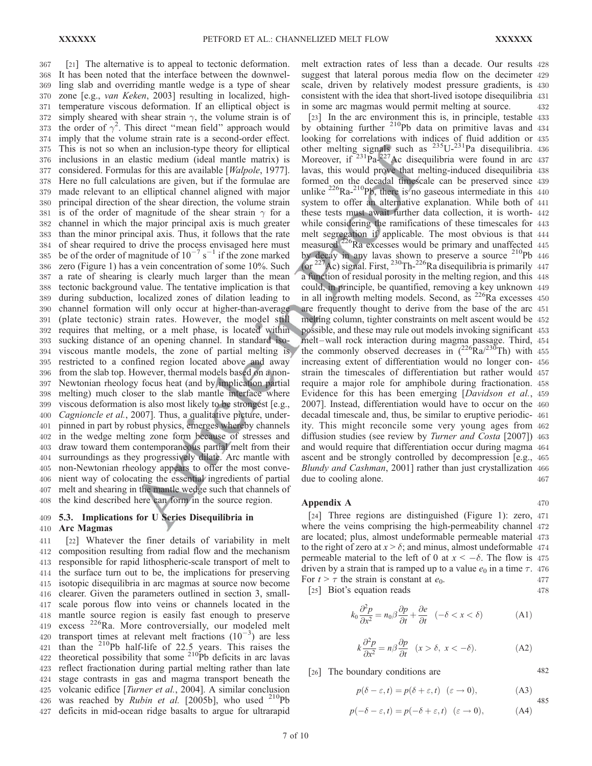[21] The alternative is to appeal to tectonic deformation. It has been noted that the interface between the downwelling slab and overriding mantle wedge is a type of shear zone [e.g., *van Keken*, 2003] resulting in localized, high-temperature viscous deformation. If an elliptical object is simply sheared with shear strain $\gamma$, the volume strain is of the order of $\gamma^2$. This direct "mean field" approach would imply that the volume strain rate is a second-order effect. This is not so when an inclusion-type theory for elliptical inclusions in an elastic medium (ideal mantle matrix) is considered. Formulas for this are available [*Walpole*, 1977]. Here no full calculations are given, but if the formulae are made relevant to an elliptical channel aligned with major principal direction of the shear direction, the volume strain is of the order of magnitude of the shear strain $\gamma$ for a channel in which the major principal axis is much greater than the minor principal axis. Thus, it follows that the rate of shear required to drive the process envisaged here must be of the order of magnitude of $10^{-7}$ s$^{-1}$ if the zone marked zero (Figure 1) has a vein concentration of some 10%. Such a rate of shearing is clearly much larger than the mean tectonic background value. The tentative implication is that during subduction, localized zones of dilation leading to channel formation will only occur at higher-than-average (plate tectonic) strain rates. However, the model still requires that melting, or a melt phase, is located within sucking distance of an opening channel. In standard isoviscous mantle models, the zone of partial melting is restricted to a confined region located above and away from the slab top. However, thermal models based on a non-Newtonian rheology focus heat (and by implication partial melting) much closer to the slab mantle interface where viscous deformation is also most likely to be strongest [e.g., *Cagnioncle et al.*, 2007]. Thus, a qualitative picture, underpinned in part by robust physics, emerges whereby channels in the wedge melting zone form because of stresses and draw toward them contemporaneous partial melt from their surroundings as they progressively dilate. Arc mantle with non-Newtonian rheology appears to offer the most convenient way of colocating the essential ingredients of partial melt and shearing in the mantle wedge such that channels of the kind described here can form in the source region.

### 5.3. Implications for U Series Disequilibria in Arc Magmas

[22] Whatever the finer details of variability in melt composition resulting from radial flow and the mechanism responsible for rapid lithospheric-scale transport of melt to the surface turn out to be, the implications for preserving isotopic disequilibria in arc magmas at source now become clearer. Given the parameters outlined in section 3, small-scale porous flow into veins or channels located in the mantle source region is easily fast enough to preserve excess $^{226}$Ra. More controversially, our modeled melt transport times at relevant melt fractions ($10^{-3}$) are less than the $^{210}$Pb half-life of 22.5 years. This raises the theoretical possibility that some $^{210}$Pb deficits in arc lavas reflect fractionation during partial melting rather than late stage contrasts in gas and magma transport beneath the volcanic edifice [*Turner et al.*, 2004]. A similar conclusion was reached by *Rubin et al.* [2005b], who used $^{210}$Pb deficits in mid-ocean ridge basalts to argue for ultrarapid melt extraction rates of less than a decade. Our results suggest that lateral porous media flow on the decimeter scale, driven by relatively modest pressure gradients, is consistent with the idea that short-lived isotope disequilibria in some arc magmas would permit melting at source.

[23] In the arc environment this is, in principle, testable by obtaining further $^{210}$Pb data on primitive lavas and looking for correlations with indices of fluid addition or other melting signals such as $^{235}$U-$^{231}$Pa disequilibria. Moreover, if $^{231}$Pa-$^{227}$Ac disequilibria were found in arc lavas, this would prove that melting-induced disequilibria formed on the decadal timescale can be preserved since unlike $^{226}$Ra-$^{210}$Pb, there is no gaseous intermediate in this system to offer an alternative explanation. While both of these tests must await further data collection, it is worthwhile considering the ramifications of these timescales for melt segregation if applicable. The most obvious is that measured $^{226}$Ra excesses would be primary and unaffected by decay in any lavas shown to preserve a source $^{210}$Pb (or $^{227}$Ac) signal. First, $^{230}$Th-$^{226}$Ra disequilibria is primarily a function of residual porosity in the melting region, and this could, in principle, be quantified, removing a key unknown in all ingrowth melting models. Second, as $^{226}$Ra excesses are frequently thought to derive from the base of the arc melting column, tighter constraints on melt ascent would be possible, and these may rule out models invoking significant melt–wall rock interaction during magma passage. Third, the commonly observed decreases in ($^{226}$Ra/$^{230}$Th) with increasing extent of differentiation would no longer constrain the timescales of differentiation but rather would require a major role for amphibole during fractionation. Evidence for this has been emerging [*Davidson et al.*, 2007]. Instead, differentiation would have to occur on the decadal timescale and, thus, be similar to eruptive periodicity. This might reconcile some very young ages from diffusion studies (see review by *Turner and Costa* [2007]) and would require that differentiation occur during magma ascent and be strongly controlled by decompression [e.g., *Blundy and Cashman*, 2001] rather than just crystallization due to cooling alone.

## Appendix A

[24] Three regions are distinguished (Figure 1): zero, where the veins comprising the high-permeability channel are located; plus, almost undeformable permeable material to the right of zero at $x > \delta$; and minus, almost undeformable permeable material to the left of 0 at $x < -\delta$. The flow is driven by a strain that is ramped up to a value $e_0$ in a time $\tau$. For $t > \tau$ the strain is constant at $e_0$.

[25] Biot's equation reads

$$k_0 \frac{\partial^2 p}{\partial x^2} = n_0 \beta \frac{\partial p}{\partial t} + \frac{\partial e}{\partial t} \quad (-\delta < x < \delta) \tag{A1}$$

$$k \frac{\partial^2 p}{\partial x^2} = n \beta \frac{\partial p}{\partial t} \quad (x > \delta,\ x < -\delta). \tag{A2}$$

[26] The boundary conditions are

$$p(\delta - \varepsilon, t) = p(\delta + \varepsilon, t) \quad (\varepsilon \to 0), \tag{A3}$$

$$p(-\delta - \varepsilon, t) = p(-\delta + \varepsilon, t) \quad (\varepsilon \to 0), \tag{A4}$$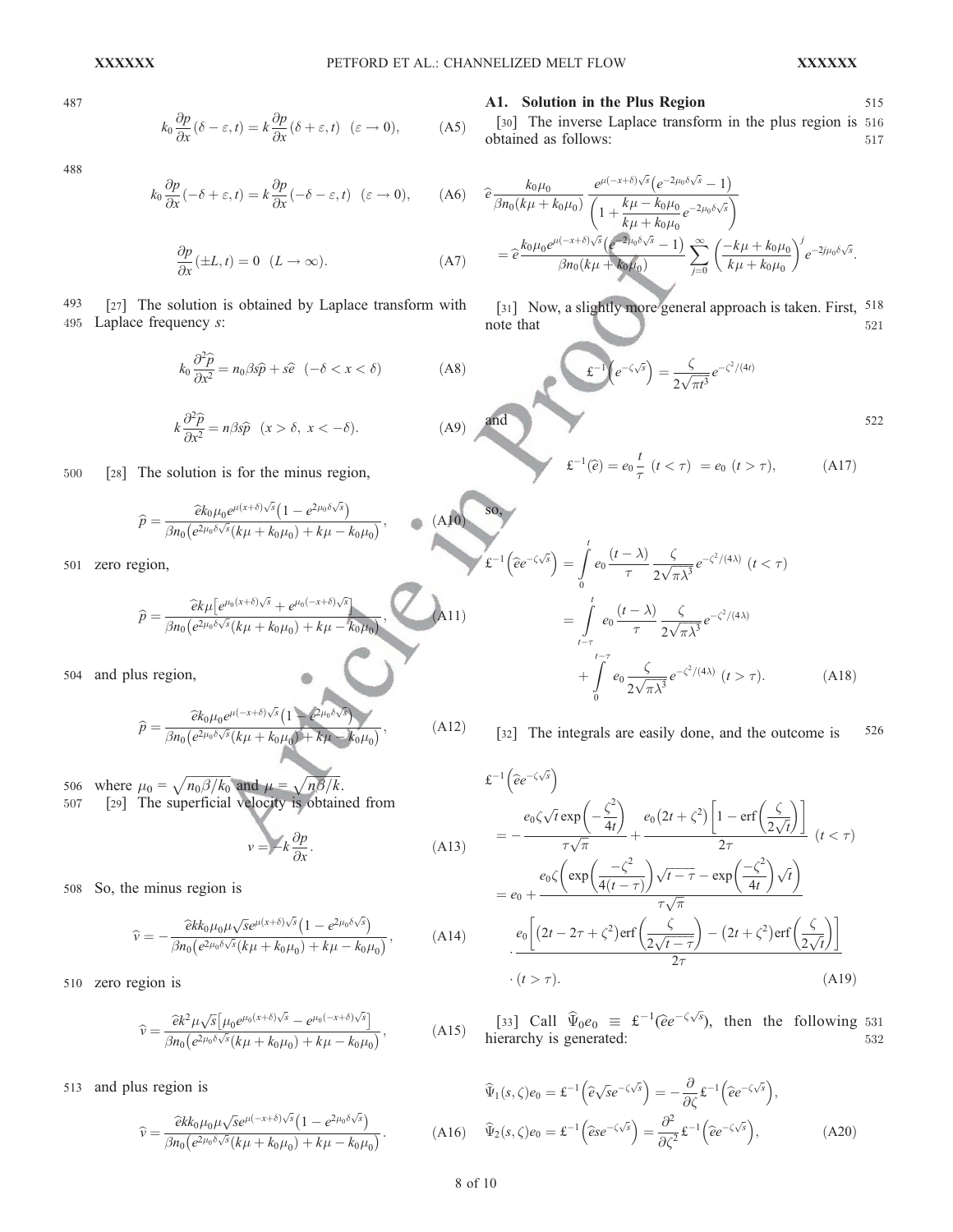$$k_0 \frac{\partial p}{\partial x}(\delta - \varepsilon, t) = k \frac{\partial p}{\partial x}(\delta + \varepsilon, t) \quad (\varepsilon \to 0), \tag{A5}$$

$$k_0 \frac{\partial p}{\partial x}(-\delta + \varepsilon, t) = k \frac{\partial p}{\partial x}(-\delta - \varepsilon, t) \quad (\varepsilon \to 0), \tag{A6}$$

$$\frac{\partial p}{\partial x}(\pm L, t) = 0 \quad (L \to \infty). \tag{A7}$$

[27] The solution is obtained by Laplace transform with Laplace frequency $s$:

$$k_0 \frac{\partial^2 \widehat{p}}{\partial x^2} = n_0 \beta s \widehat{p} + s \widehat{e} \quad (-\delta < x < \delta) \tag{A8}$$

$$k \frac{\partial^2 \widehat{p}}{\partial x^2} = n \beta s \widehat{p} \quad (x > \delta,\ x < -\delta). \tag{A9}$$

[28] The solution is for the minus region,

$$\widehat{p} = \frac{\widehat{e} k_0 \mu_0 e^{\mu(x+\delta)\sqrt{s}} \left(1 - e^{2\mu_0 \delta \sqrt{s}}\right)}{\beta n_0 \left(e^{2\mu_0 \delta \sqrt{s}} (k\mu + k_0 \mu_0) + k\mu - k_0 \mu_0\right)}, \tag{A10}$$

zero region,

$$\widehat{p} = \frac{\widehat{e} k \mu \left[e^{\mu_0 (x+\delta)\sqrt{s}} + e^{\mu_0 (-x+\delta)\sqrt{s}}\right]}{\beta n_0 \left(e^{2\mu_0 \delta \sqrt{s}} (k\mu + k_0 \mu_0) + k\mu - k_0 \mu_0\right)}, \tag{A11}$$

and plus region,

$$\widehat{p} = \frac{\widehat{e} k_0 \mu_0 e^{\mu(-x+\delta)\sqrt{s}} \left(1 - e^{2\mu_0 \delta \sqrt{s}}\right)}{\beta n_0 \left(e^{2\mu_0 \delta \sqrt{s}} (k\mu + k_0 \mu_0) + k\mu - k_0 \mu_0\right)}, \tag{A12}$$

where $\mu_0 = \sqrt{n_0 \beta / k_0}$ and $\mu = \sqrt{n \beta / k}$.

[29] The superficial velocity is obtained from

$$v = -k \frac{\partial p}{\partial x}. \tag{A13}$$

So, the minus region is

$$\widehat{v} = -\frac{\widehat{e} k k_0 \mu_0 \mu \sqrt{s} e^{\mu(x+\delta)\sqrt{s}} \left(1 - e^{2\mu_0 \delta \sqrt{s}}\right)}{\beta n_0 \left(e^{2\mu_0 \delta \sqrt{s}} (k\mu + k_0 \mu_0) + k\mu - k_0 \mu_0\right)}, \tag{A14}$$

zero region is

$$\widehat{v} = \frac{\widehat{e} k^2 \mu \sqrt{s} \left[\mu_0 e^{\mu_0 (x+\delta)\sqrt{s}} - e^{\mu_0 (-x+\delta)\sqrt{s}}\right]}{\beta n_0 \left(e^{2\mu_0 \delta \sqrt{s}} (k\mu + k_0 \mu_0) + k\mu - k_0 \mu_0\right)}, \tag{A15}$$

and plus region is

$$\widehat{v} = \frac{\widehat{e} k k_0 \mu_0 \mu \sqrt{s} e^{\mu(-x+\delta)\sqrt{s}} \left(1 - e^{2\mu_0 \delta \sqrt{s}}\right)}{\beta n_0 \left(e^{2\mu_0 \delta \sqrt{s}} (k\mu + k_0 \mu_0) + k\mu - k_0 \mu_0\right)}. \tag{A16}$$

### A1. Solution in the Plus Region

[30] The inverse Laplace transform in the plus region is obtained as follows:

$$\begin{aligned}
&\widehat{e} \frac{k_0 \mu_0}{\beta n_0 (k\mu + k_0 \mu_0)} \frac{e^{\mu(-x+\delta)\sqrt{s}} \left(e^{-2\mu_0 \delta \sqrt{s}} - 1\right)}{\left(1 + \dfrac{k\mu - k_0 \mu_0}{k\mu + k_0 \mu_0} e^{-2\mu_0 \delta \sqrt{s}}\right)} \\
&= \widehat{e} \frac{k_0 \mu_0 e^{\mu(-x+\delta)\sqrt{s}} \left(e^{-2\mu_0 \delta \sqrt{s}} - 1\right)}{\beta n_0 (k\mu + k_0 \mu_0)} \sum_{j=0}^{\infty} \left(\frac{-k\mu + k_0 \mu_0}{k\mu + k_0 \mu_0}\right)^j e^{-2j\mu_0 \delta \sqrt{s}}.
\end{aligned}$$

[31] Now, a slightly more general approach is taken. First, note that

$$\pounds^{-1}\left(e^{-\zeta\sqrt{s}}\right) = \frac{\zeta}{2\sqrt{\pi t^3}} e^{-\zeta^2/(4t)}$$

and

$$\pounds^{-1}(\widehat{e}) = e_0 \frac{t}{\tau} \ (t < \tau) \ = e_0 \ (t > \tau), \tag{A17}$$

so,

$$\begin{aligned}
\pounds^{-1}\left(\widehat{e} e^{-\zeta\sqrt{s}}\right) &= \int_0^t e_0 \frac{(t-\lambda)}{\tau} \frac{\zeta}{2\sqrt{\pi\lambda^3}} e^{-\zeta^2/(4\lambda)} \ (t < \tau) \\
&= \int_{t-\tau}^{t} e_0 \frac{(t-\lambda)}{\tau} \frac{\zeta}{2\sqrt{\pi\lambda^3}} e^{-\zeta^2/(4\lambda)} \\
&\quad + \int_0^{t-\tau} e_0 \frac{\zeta}{2\sqrt{\pi\lambda^3}} e^{-\zeta^2/(4\lambda)} \ (t > \tau).
\end{aligned} \tag{A18}$$

[32] The integrals are easily done, and the outcome is

$$\begin{aligned}
&\pounds^{-1}\left(\widehat{e} e^{-\zeta\sqrt{s}}\right) \\
&= -\frac{e_0 \zeta \sqrt{t} \exp\left(-\dfrac{\zeta^2}{4t}\right)}{\tau\sqrt{\pi}} + \frac{e_0 \left(2t + \zeta^2\right)\left[1 - \operatorname{erf}\left(\dfrac{\zeta}{2\sqrt{t}}\right)\right]}{2\tau} \ (t < \tau) \\
&= e_0 + \frac{e_0 \zeta \left(\exp\left(\dfrac{-\zeta^2}{4(t-\tau)}\right)\sqrt{t-\tau} - \exp\left(\dfrac{-\zeta^2}{4t}\right)\sqrt{t}\right)}{\tau\sqrt{\pi}} \\
&\quad \cdot \frac{e_0 \left[\left(2t - 2\tau + \zeta^2\right)\operatorname{erf}\left(\dfrac{\zeta}{2\sqrt{t-\tau}}\right) - \left(2t + \zeta^2\right)\operatorname{erf}\left(\dfrac{\zeta}{2\sqrt{t}}\right)\right]}{2\tau} \\
&\quad \cdot (t > \tau).
\end{aligned} \tag{A19}$$

[33] Call $\widehat{\Psi}_0 e_0 \equiv \pounds^{-1}(\widehat{e} e^{-\zeta\sqrt{s}})$, then the following hierarchy is generated:

$$\begin{aligned}
\widehat{\Psi}_1(s, \zeta) e_0 &= \pounds^{-1}\left(\widehat{e}\sqrt{s} e^{-\zeta\sqrt{s}}\right) = -\frac{\partial}{\partial \zeta} \pounds^{-1}\left(\widehat{e} e^{-\zeta\sqrt{s}}\right), \\
\widehat{\Psi}_2(s, \zeta) e_0 &= \pounds^{-1}\left(\widehat{e} s e^{-\zeta\sqrt{s}}\right) = \frac{\partial^2}{\partial \zeta^2} \pounds^{-1}\left(\widehat{e} e^{-\zeta\sqrt{s}}\right),
\end{aligned} \tag{A20}$$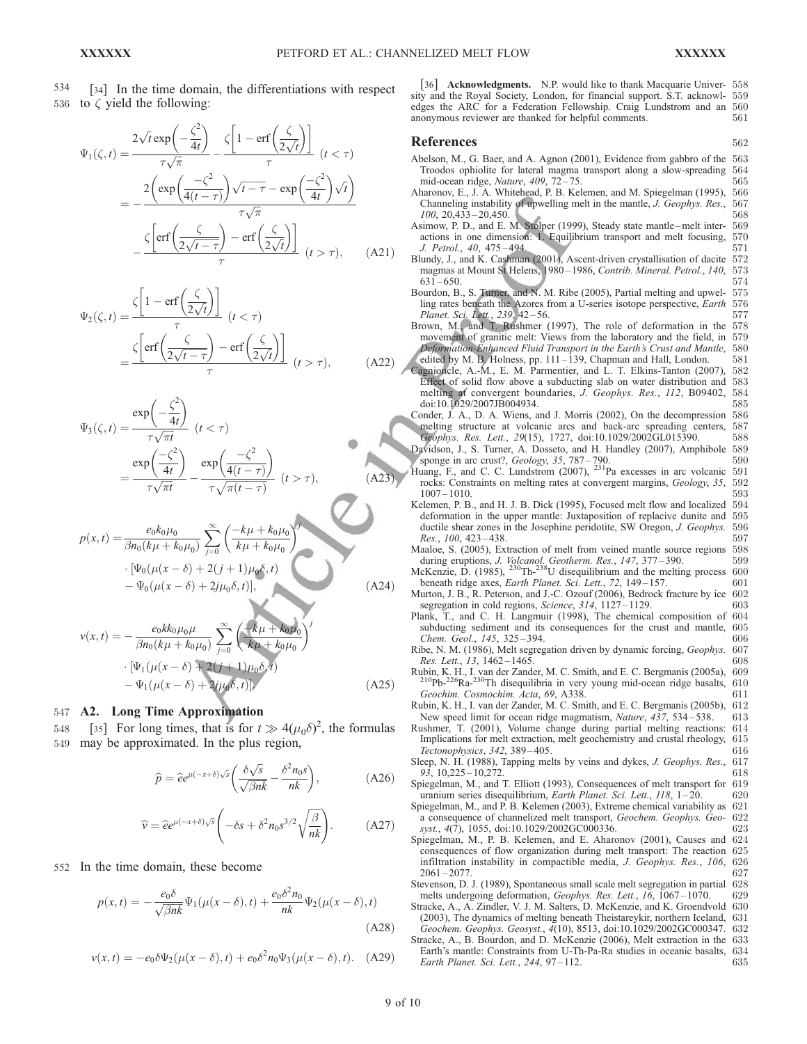[34] In the time domain, the differentiations with respect to $\zeta$ yield the following:

$$
\begin{aligned}
\Psi_1(\zeta,t) &= \frac{2\sqrt{t}\exp\left(-\frac{\zeta^2}{4t}\right)}{\tau\sqrt{\pi}} - \frac{\zeta\left[1-\mathrm{erf}\left(\frac{\zeta}{2\sqrt{t}}\right)\right]}{\tau} \quad (t<\tau) \\
&= -\frac{2\left(\exp\left(\frac{-\zeta^2}{4(t-\tau)}\right)\sqrt{t-\tau} - \exp\left(\frac{-\zeta^2}{4t}\right)\sqrt{t}\right)}{\tau\sqrt{\pi}} \\
&\quad - \frac{\zeta\left[\mathrm{erf}\left(\frac{\zeta}{2\sqrt{t-\tau}}\right) - \mathrm{erf}\left(\frac{\zeta}{2\sqrt{t}}\right)\right]}{\tau} \quad (t>\tau),
\end{aligned}
\tag{A21}
$$

$$
\begin{aligned}
\Psi_2(\zeta,t) &= \frac{\zeta\left[1-\mathrm{erf}\left(\frac{\zeta}{2\sqrt{t}}\right)\right]}{\tau} \quad (t<\tau) \\
&= \frac{\zeta\left[\mathrm{erf}\left(\frac{\zeta}{2\sqrt{t-\tau}}\right) - \mathrm{erf}\left(\frac{\zeta}{2\sqrt{t}}\right)\right]}{\tau} \quad (t>\tau),
\end{aligned}
\tag{A22}
$$

$$
\begin{aligned}
\Psi_3(\zeta,t) &= \frac{\exp\left(-\frac{\zeta^2}{4t}\right)}{\tau\sqrt{\pi t}} \quad (t<\tau) \\
&= \frac{\exp\left(\frac{-\zeta^2}{4t}\right)}{\tau\sqrt{\pi t}} - \frac{\exp\left(\frac{-\zeta^2}{4(t-\tau)}\right)}{\tau\sqrt{\pi(t-\tau)}} \quad (t>\tau),
\end{aligned}
\tag{A23}
$$

$$
\begin{aligned}
p(x,t) = &\frac{e_0 k_0 \mu_0}{\beta n_0(k\mu + k_0\mu_0)} \sum_{j=0}^{\infty} \left(\frac{-k\mu + k_0\mu_0}{k\mu + k_0\mu_0}\right)^j \\
&\cdot [\Psi_0(\mu(x-\delta) + 2(j+1)\mu_0\delta, t) \\
&- \Psi_0(\mu(x-\delta) + 2j\mu_0\delta, t)],
\end{aligned}
\tag{A24}
$$

$$
\begin{aligned}
v(x,t) = &-\frac{e_0 k k_0 \mu_0 \mu}{\beta n_0(k\mu + k_0\mu_0)} \sum_{j=0}^{\infty} \left(\frac{-k\mu + k_0\mu_0}{k\mu + k_0\mu_0}\right)^j \\
&\cdot [\Psi_1(\mu(x-\delta) + 2(j+1)\mu_0\delta, t) \\
&- \Psi_1(\mu(x-\delta) + 2j\mu_0\delta, t)].
\end{aligned}
\tag{A25}
$$

## A2. Long Time Approximation

[35] For long times, that is for $t \gg 4(\mu_0\delta)^2$, the formulas may be approximated. In the plus region,

$$
\hat{p} = \hat{e}e^{\mu(-x+\delta)\sqrt{s}}\left(\frac{\delta\sqrt{s}}{\sqrt{\beta nk}} - \frac{\delta^2 n_0 s}{nk}\right),
\tag{A26}
$$

$$
\hat{v} = \hat{e}e^{\mu(-x+\delta)\sqrt{s}}\left(-\delta s + \delta^2 n_0 s^{3/2}\sqrt{\frac{\beta}{nk}}\right).
\tag{A27}
$$

In the time domain, these become

$$
p(x,t) = -\frac{e_0\delta}{\sqrt{\beta nk}}\Psi_1(\mu(x-\delta),t) + \frac{e_0\delta^2 n_0}{nk}\Psi_2(\mu(x-\delta),t)
\tag{A28}
$$

$$
v(x,t) = -e_0\delta\Psi_2(\mu(x-\delta),t) + e_0\delta^2 n_0\Psi_3(\mu(x-\delta),t).
\tag{A29}
$$

[36] **Acknowledgments.** N.P. would like to thank Macquarie University and the Royal Society, London, for financial support. S.T. acknowledges the ARC for a Federation Fellowship. Craig Lundstrom and an anonymous reviewer are thanked for helpful comments.

## References

Abelson, M., G. Baer, and A. Agnon (2001), Evidence from gabbro of the Troodos ophiolite for lateral magma transport along a slow-spreading mid-ocean ridge, *Nature*, *409*, 72–75.

Aharonov, E., J. A. Whitehead, P. B. Kelemen, and M. Spiegelman (1995), Channeling instability of upwelling melt in the mantle, *J. Geophys. Res.*, *100*, 20,433–20,450.

Asimow, P. D., and E. M. Stolper (1999), Steady state mantle–melt interactions in one dimension: 1. Equilibrium transport and melt focusing, *J. Petrol.*, *40*, 475–494.

Blundy, J., and K. Cashman (2001), Ascent-driven crystallisation of dacite magmas at Mount St Helens, 1980–1986, *Contrib. Mineral. Petrol.*, *140*, 631–650.

Bourdon, B., S. Turner, and N. M. Ribe (2005), Partial melting and upwelling rates beneath the Azores from a U-series isotope perspective, *Earth Planet. Sci. Lett.*, *239*, 42–56.

Brown, M., and T. Rushmer (1997), The role of deformation in the movement of granitic melt: Views from the laboratory and the field, in *Deformation-Enhanced Fluid Transport in the Earth's Crust and Mantle*, edited by M. B. Holness, pp. 111–139, Chapman and Hall, London.

Cagnioncle, A.-M., E. M. Parmentier, and L. T. Elkins-Tanton (2007), Effect of solid flow above a subducting slab on water distribution and melting at convergent boundaries, *J. Geophys. Res.*, *112*, B09402, doi:10.1029/2007JB004934.

Conder, J. A., D. A. Wiens, and J. Morris (2002), On the decompression melting structure at volcanic arcs and back-arc spreading centers, *Geophys. Res. Lett.*, *29*(15), 1727, doi:10.1029/2002GL015390.

Davidson, J., S. Turner, A. Dosseto, and H. Handley (2007), Amphibole sponge in arc crust?, *Geology*, *35*, 787–790.

Huang, F., and C. C. Lundstrom (2007), $^{231}$Pa excesses in arc volcanic rocks: Constraints on melting rates at convergent margins, *Geology*, *35*, 1007–1010.

Kelemen, P. B., and H. J. B. Dick (1995), Focused melt flow and localized deformation in the upper mantle: Juxtaposition of replacive dunite and ductile shear zones in the Josephine peridotite, SW Oregon, *J. Geophys. Res.*, *100*, 423–438.

Maaloe, S. (2005), Extraction of melt from veined mantle source regions during eruptions, *J. Volcanol. Geotherm. Res.*, *147*, 377–390.

McKenzie, D. (1985), $^{230}$Th-$^{238}$U disequilibrium and the melting process beneath ridge axes, *Earth Planet. Sci. Lett.*, *72*, 149–157.

Murton, J. B., R. Peterson, and J.-C. Ozouf (2006), Bedrock fracture by ice segregation in cold regions, *Science*, *314*, 1127–1129.

Plank, T., and C. H. Langmuir (1998), The chemical composition of subducting sediment and its consequences for the crust and mantle, *Chem. Geol.*, *145*, 325–394.

Ribe, N. M. (1986), Melt segregation driven by dynamic forcing, *Geophys. Res. Lett.*, *13*, 1462–1465.

Rubin, K. H., I. van der Zander, M. C. Smith, and E. C. Bergmanis (2005a), $^{210}$Pb-$^{226}$Ra-$^{230}$Th disequilibria in very young mid-ocean ridge basalts, *Geochim. Cosmochim. Acta*, *69*, A338.

Rubin, K. H., I. van der Zander, M. C. Smith, and E. C. Bergmanis (2005b), New speed limit for ocean ridge magmatism, *Nature*, *437*, 534–538.

Rushmer, T. (2001), Volume change during partial melting reactions: Implications for melt extraction, melt geochemistry and crustal rheology, *Tectonophysics*, *342*, 389–405.

Sleep, N. H. (1988), Tapping melts by veins and dykes, *J. Geophys. Res.*, *93*, 10,225–10,272.

Spiegelman, M., and T. Elliott (1993), Consequences of melt transport for uranium series disequilibrium, *Earth Planet. Sci. Lett.*, *118*, 1–20.

Spiegelman, M., and P. B. Kelemen (2003), Extreme chemical variability as a consequence of channelized melt transport, *Geochem. Geophys. Geosyst.*, *4*(7), 1055, doi:10.1029/2002GC000336.

Spiegelman, M., P. B. Kelemen, and E. Aharonov (2001), Causes and consequences of flow organization during melt transport: The reaction infiltration instability in compactible media, *J. Geophys. Res.*, *106*, 2061–2077.

Stevenson, D. J. (1989), Spontaneous small scale melt segregation in partial melts undergoing deformation, *Geophys. Res. Lett.*, *16*, 1067–1070.

Stracke, A., A. Zindler, V. J. M. Salters, D. McKenzie, and K. Groenvold (2003), The dynamics of melting beneath Theistareykir, northern Iceland, *Geochem. Geophys. Geosyst.*, *4*(10), 8513, doi:10.1029/2002GC000347.

Stracke, A., B. Bourdon, and D. McKenzie (2006), Melt extraction in the Earth's mantle: Constraints from U-Th-Pa-Ra studies in oceanic basalts, *Earth Planet. Sci. Lett.*, *244*, 97–112.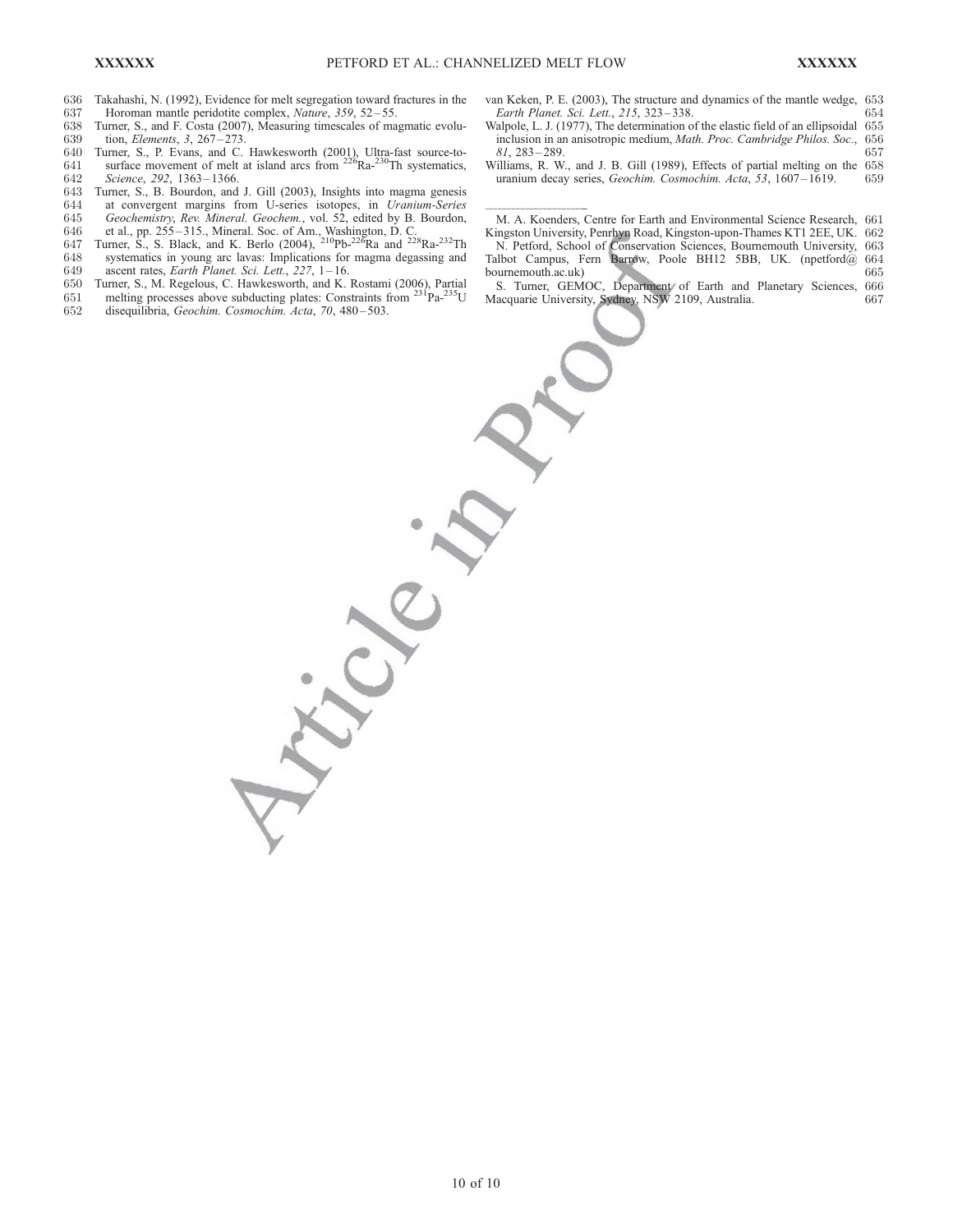Takahashi, N. (1992), Evidence for melt segregation toward fractures in the Horoman mantle peridotite complex, *Nature*, *359*, 52–55.

Turner, S., and F. Costa (2007), Measuring timescales of magmatic evolution, *Elements*, *3*, 267–273.

Turner, S., P. Evans, and C. Hawkesworth (2001), Ultra-fast source-to-surface movement of melt at island arcs from $^{226}$Ra-$^{230}$Th systematics, *Science*, *292*, 1363–1366.

Turner, S., B. Bourdon, and J. Gill (2003), Insights into magma genesis at convergent margins from U-series isotopes, in *Uranium-Series Geochemistry*, *Rev. Mineral. Geochem.*, vol. 52, edited by B. Bourdon, et al., pp. 255–315., Mineral. Soc. of Am., Washington, D. C.

Turner, S., S. Black, and K. Berlo (2004), $^{210}$Pb-$^{226}$Ra and $^{228}$Ra-$^{232}$Th systematics in young arc lavas: Implications for magma degassing and ascent rates, *Earth Planet. Sci. Lett.*, *227*, 1–16.

Turner, S., M. Regelous, C. Hawkesworth, and K. Rostami (2006), Partial melting processes above subducting plates: Constraints from $^{231}$Pa-$^{235}$U disequilibria, *Geochim. Cosmochim. Acta*, *70*, 480–503.

van Keken, P. E. (2003), The structure and dynamics of the mantle wedge, *Earth Planet. Sci. Lett.*, *215*, 323–338.

Walpole, L. J. (1977), The determination of the elastic field of an ellipsoidal inclusion in an anisotropic medium, *Math. Proc. Cambridge Philos. Soc.*, *81*, 283–289.

Williams, R. W., and J. B. Gill (1989), Effects of partial melting on the uranium decay series, *Geochim. Cosmochim. Acta*, *53*, 1607–1619.

---

M. A. Koenders, Centre for Earth and Environmental Science Research, Kingston University, Penrhyn Road, Kingston-upon-Thames KT1 2EE, UK.

N. Petford, School of Conservation Sciences, Bournemouth University, Talbot Campus, Fern Barrow, Poole BH12 5BB, UK. (npetford@bournemouth.ac.uk)

S. Turner, GEMOC, Department of Earth and Planetary Sciences, Macquarie University, Sydney, NSW 2109, Australia.